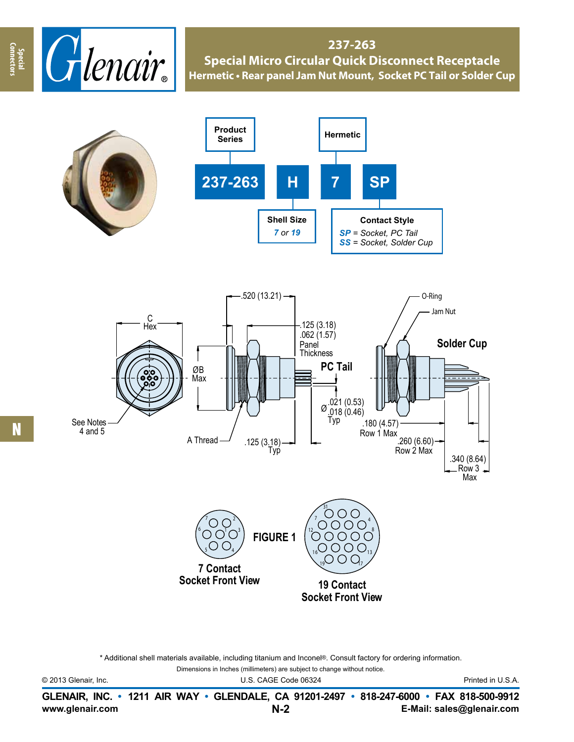# 237-263

## Special Micro Circular Quick Disconnect Receptacle

### Hermetic • Rear panel Jam Nut Mount, Socket PC Tail or Solder Cup

| Product Series | | Hermetic | |
|---|---|---|---|
| **237-263** | **H** | **7** | **SP** |
| | Shell Size | | Contact Style |
| | *7 or 19* | | *SP = Socket, PC Tail* |
| | | | *SS = Socket, Solder Cup* |

C Hex

ØB Max

See Notes 4 and 5

A Thread

.520 (13.21)

.125 (3.18)
.062 (1.57)
Panel Thickness

PC Tail

Ø .021 (0.53) / .018 (0.46) Typ

.125 (3.18) Typ

O-Ring

Jam Nut

Solder Cup

.180 (4.57) Row 1 Max

.260 (6.60) Row 2 Max

.340 (8.64) Row 3 Max

FIGURE 1

7 Contact Socket Front View

19 Contact Socket Front View

\* Additional shell materials available, including titanium and Inconel®. Consult factory for ordering information.

Dimensions in Inches (millimeters) are subject to change without notice.

© 2013 Glenair, Inc. U.S. CAGE Code 06324 Printed in U.S.A.

**GLENAIR, INC. • 1211 AIR WAY • GLENDALE, CA 91201-2497 • 818-247-6000 • FAX 818-500-9912**

**www.glenair.com** **E-Mail: sales@glenair.com**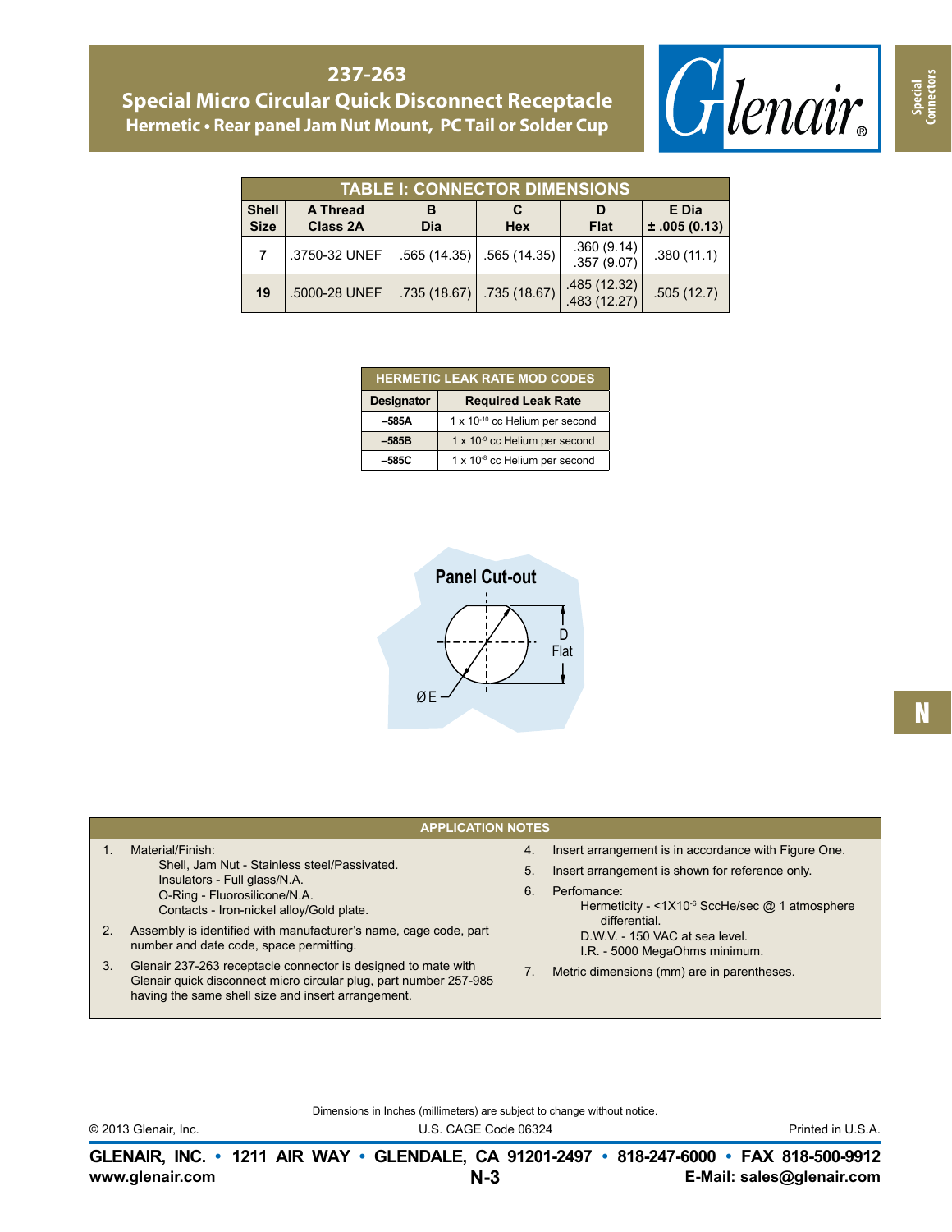# 237-263

## Special Micro Circular Quick Disconnect Receptacle

### Hermetic • Rear panel Jam Nut Mount, PC Tail or Solder Cup

**TABLE I: CONNECTOR DIMENSIONS**

| Shell Size | A Thread Class 2A | B Dia | C Hex | D Flat | E Dia ± .005 (0.13) |
|---|---|---|---|---|---|
| 7 | .3750-32 UNEF | .565 (14.35) | .565 (14.35) | .360 (9.14) .357 (9.07) | .380 (11.1) |
| 19 | .5000-28 UNEF | .735 (18.67) | .735 (18.67) | .485 (12.32) .483 (12.27) | .505 (12.7) |

**HERMETIC LEAK RATE MOD CODES**

| Designator | Required Leak Rate |
|---|---|
| –585A | 1 x $10^{-10}$ cc Helium per second |
| –585B | 1 x $10^{-9}$ cc Helium per second |
| –585C | 1 x $10^{-8}$ cc Helium per second |

Panel Cut-out

D
Flat

ØE

## APPLICATION NOTES

1. Material/Finish:
   - Shell, Jam Nut - Stainless steel/Passivated.
   - Insulators - Full glass/N.A.
   - O-Ring - Fluorosilicone/N.A.
   - Contacts - Iron-nickel alloy/Gold plate.
2. Assembly is identified with manufacturer's name, cage code, part number and date code, space permitting.
3. Glenair 237-263 receptacle connector is designed to mate with Glenair quick disconnect micro circular plug, part number 257-985 having the same shell size and insert arrangement.
4. Insert arrangement is in accordance with Figure One.
5. Insert arrangement is shown for reference only.
6. Perfomance:
   - Hermeticity - <1X$10^{-6}$ SccHe/sec @ 1 atmosphere differential.
   - D.W.V. - 150 VAC at sea level.
   - I.R. - 5000 MegaOhms minimum.
7. Metric dimensions (mm) are in parentheses.

Dimensions in Inches (millimeters) are subject to change without notice.